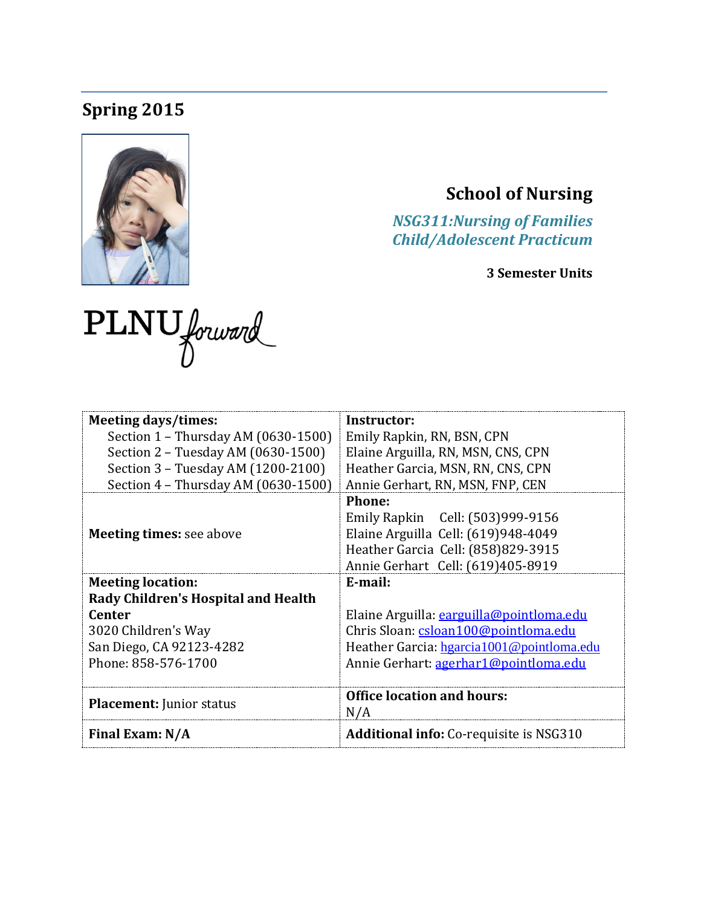## Spring 2015

# School of Nursing

***NSG311:Nursing of Families Child/Adolescent Practicum***

**3 Semester Units**

PLNU forward

| **Meeting days/times:** | **Instructor:** |
|---|---|
| Section 1 – Thursday AM (0630-1500)<br>Section 2 – Tuesday AM (0630-1500)<br>Section 3 – Tuesday AM (1200-2100)<br>Section 4 – Thursday AM (0630-1500) | Emily Rapkin, RN, BSN, CPN<br>Elaine Arguilla, RN, MSN, CNS, CPN<br>Heather Garcia, MSN, RN, CNS, CPN<br>Annie Gerhart, RN, MSN, FNP, CEN |
| **Meeting times:** see above | **Phone:**<br>Emily Rapkin Cell: (503)999-9156<br>Elaine Arguilla Cell: (619)948-4049<br>Heather Garcia Cell: (858)829-3915<br>Annie Gerhart Cell: (619)405-8919 |
| **Meeting location:**<br>**Rady Children's Hospital and Health Center**<br>3020 Children's Way<br>San Diego, CA 92123-4282<br>Phone: 858-576-1700 | **E-mail:**<br>Elaine Arguilla: earguilla@pointloma.edu<br>Chris Sloan: csloan100@pointloma.edu<br>Heather Garcia: hgarcia1001@pointloma.edu<br>Annie Gerhart: agerhar1@pointloma.edu |
| **Placement:** Junior status | **Office location and hours:**<br>N/A |
| **Final Exam: N/A** | **Additional info:** Co-requisite is NSG310 |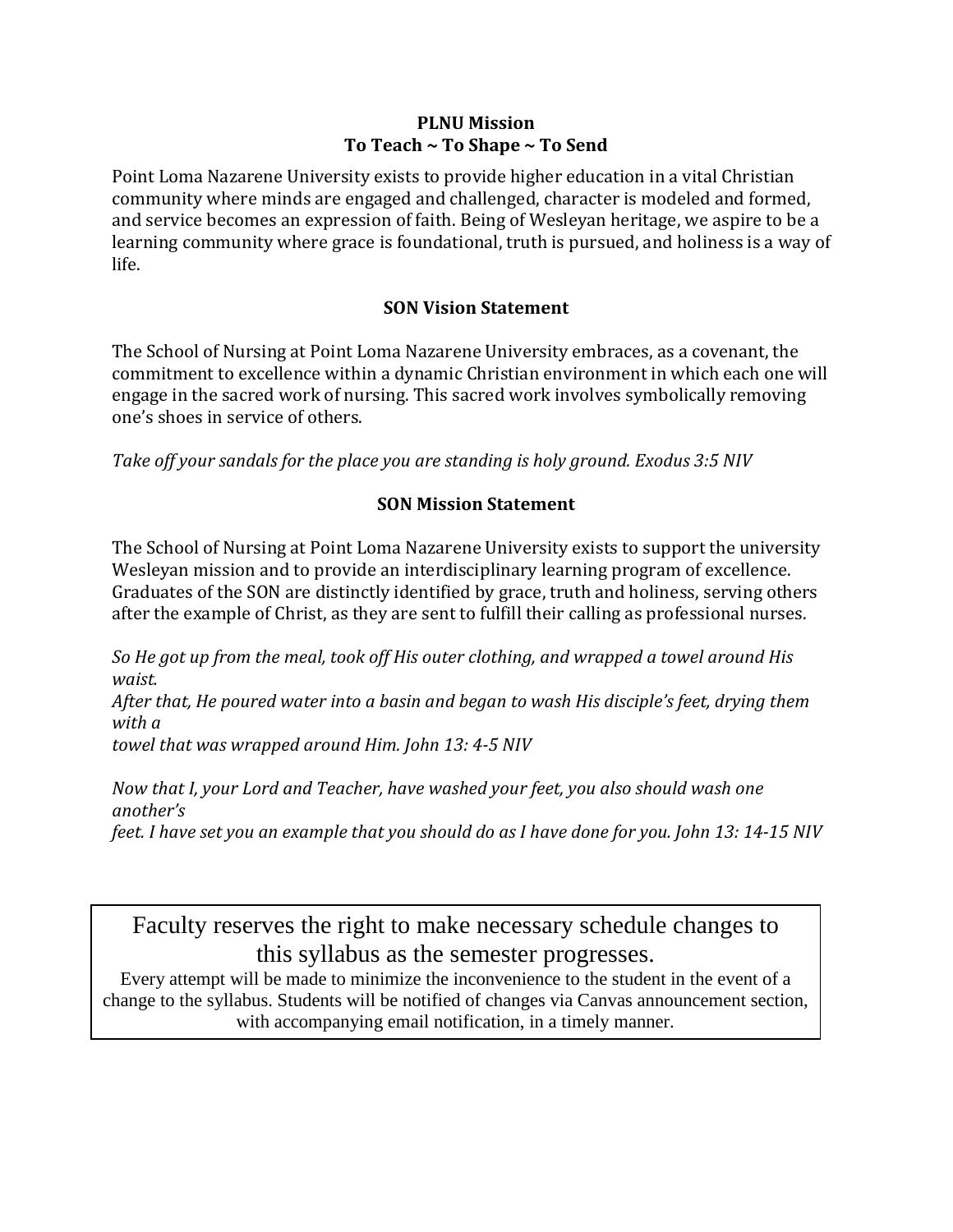**PLNU Mission**
**To Teach ~ To Shape ~ To Send**

Point Loma Nazarene University exists to provide higher education in a vital Christian community where minds are engaged and challenged, character is modeled and formed, and service becomes an expression of faith. Being of Wesleyan heritage, we aspire to be a learning community where grace is foundational, truth is pursued, and holiness is a way of life.

**SON Vision Statement**

The School of Nursing at Point Loma Nazarene University embraces, as a covenant, the commitment to excellence within a dynamic Christian environment in which each one will engage in the sacred work of nursing. This sacred work involves symbolically removing one's shoes in service of others.

*Take off your sandals for the place you are standing is holy ground. Exodus 3:5 NIV*

**SON Mission Statement**

The School of Nursing at Point Loma Nazarene University exists to support the university Wesleyan mission and to provide an interdisciplinary learning program of excellence. Graduates of the SON are distinctly identified by grace, truth and holiness, serving others after the example of Christ, as they are sent to fulfill their calling as professional nurses.

*So He got up from the meal, took off His outer clothing, and wrapped a towel around His waist.*
*After that, He poured water into a basin and began to wash His disciple's feet, drying them with a*
*towel that was wrapped around Him. John 13: 4-5 NIV*

*Now that I, your Lord and Teacher, have washed your feet, you also should wash one another's*
*feet. I have set you an example that you should do as I have done for you. John 13: 14-15 NIV*

Faculty reserves the right to make necessary schedule changes to this syllabus as the semester progresses.

Every attempt will be made to minimize the inconvenience to the student in the event of a change to the syllabus. Students will be notified of changes via Canvas announcement section, with accompanying email notification, in a timely manner.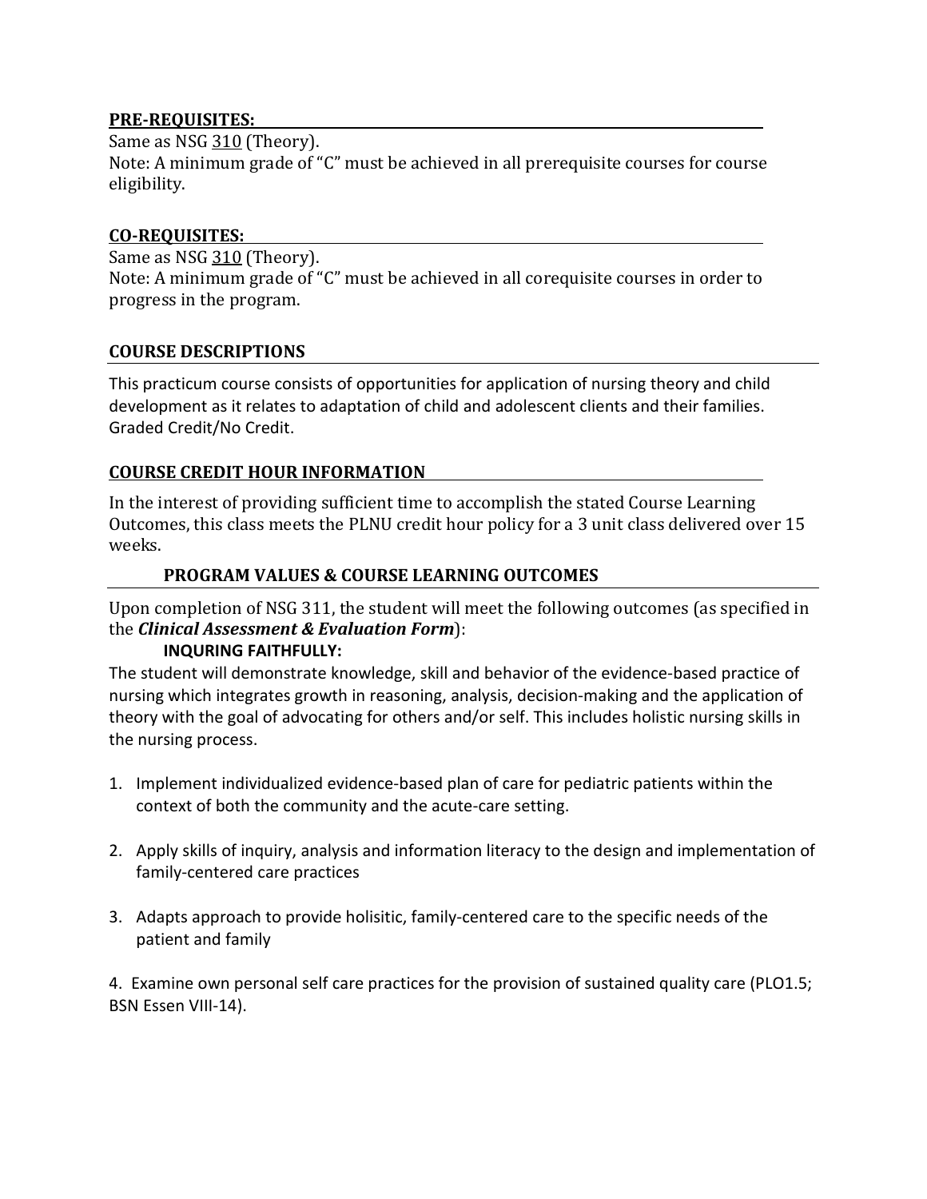## PRE-REQUISITES:

Same as NSG 310 (Theory).
Note: A minimum grade of "C" must be achieved in all prerequisite courses for course eligibility.

## CO-REQUISITES:

Same as NSG 310 (Theory).
Note: A minimum grade of "C" must be achieved in all corequisite courses in order to progress in the program.

## COURSE DESCRIPTIONS

This practicum course consists of opportunities for application of nursing theory and child development as it relates to adaptation of child and adolescent clients and their families. Graded Credit/No Credit.

## COURSE CREDIT HOUR INFORMATION

In the interest of providing sufficient time to accomplish the stated Course Learning Outcomes, this class meets the PLNU credit hour policy for a 3 unit class delivered over 15 weeks.

## PROGRAM VALUES & COURSE LEARNING OUTCOMES

Upon completion of NSG 311, the student will meet the following outcomes (as specified in the ***Clinical Assessment & Evaluation Form***):

### INQURING FAITHFULLY:

The student will demonstrate knowledge, skill and behavior of the evidence-based practice of nursing which integrates growth in reasoning, analysis, decision-making and the application of theory with the goal of advocating for others and/or self. This includes holistic nursing skills in the nursing process.

1. Implement individualized evidence-based plan of care for pediatric patients within the context of both the community and the acute-care setting.
2. Apply skills of inquiry, analysis and information literacy to the design and implementation of family-centered care practices
3. Adapts approach to provide holisitic, family-centered care to the specific needs of the patient and family
4. Examine own personal self care practices for the provision of sustained quality care (PLO1.5; BSN Essen VIII-14).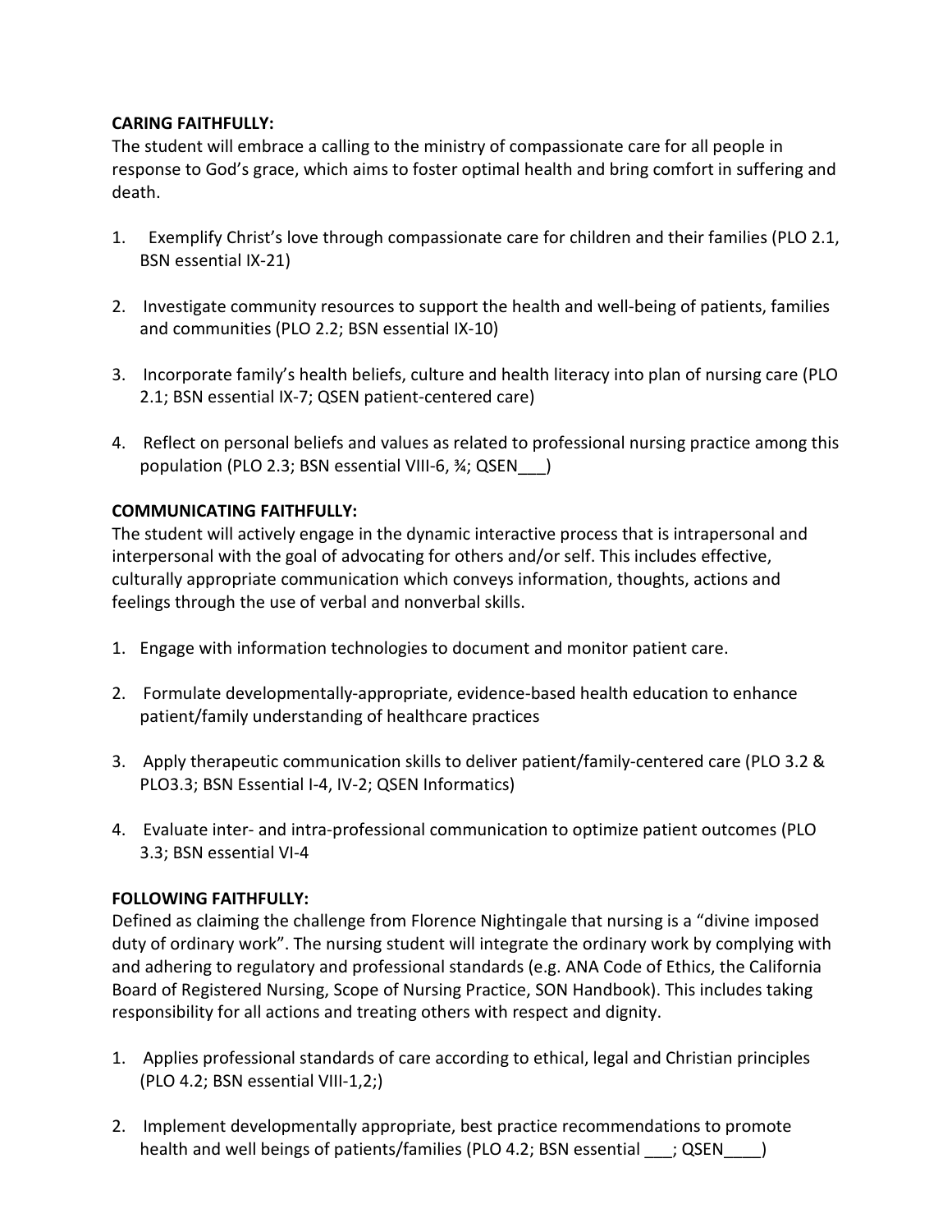**CARING FAITHFULLY:**
The student will embrace a calling to the ministry of compassionate care for all people in response to God's grace, which aims to foster optimal health and bring comfort in suffering and death.

1. Exemplify Christ's love through compassionate care for children and their families (PLO 2.1, BSN essential IX-21)

2. Investigate community resources to support the health and well-being of patients, families and communities (PLO 2.2; BSN essential IX-10)

3. Incorporate family's health beliefs, culture and health literacy into plan of nursing care (PLO 2.1; BSN essential IX-7; QSEN patient-centered care)

4. Reflect on personal beliefs and values as related to professional nursing practice among this population (PLO 2.3; BSN essential VIII-6, ¾; QSEN___)

**COMMUNICATING FAITHFULLY:**
The student will actively engage in the dynamic interactive process that is intrapersonal and interpersonal with the goal of advocating for others and/or self. This includes effective, culturally appropriate communication which conveys information, thoughts, actions and feelings through the use of verbal and nonverbal skills.

1. Engage with information technologies to document and monitor patient care.

2. Formulate developmentally-appropriate, evidence-based health education to enhance patient/family understanding of healthcare practices

3. Apply therapeutic communication skills to deliver patient/family-centered care (PLO 3.2 & PLO3.3; BSN Essential I-4, IV-2; QSEN Informatics)

4. Evaluate inter- and intra-professional communication to optimize patient outcomes (PLO 3.3; BSN essential VI-4

**FOLLOWING FAITHFULLY:**
Defined as claiming the challenge from Florence Nightingale that nursing is a "divine imposed duty of ordinary work". The nursing student will integrate the ordinary work by complying with and adhering to regulatory and professional standards (e.g. ANA Code of Ethics, the California Board of Registered Nursing, Scope of Nursing Practice, SON Handbook). This includes taking responsibility for all actions and treating others with respect and dignity.

1. Applies professional standards of care according to ethical, legal and Christian principles (PLO 4.2; BSN essential VIII-1,2;)

2. Implement developmentally appropriate, best practice recommendations to promote health and well beings of patients/families (PLO 4.2; BSN essential ___; QSEN____)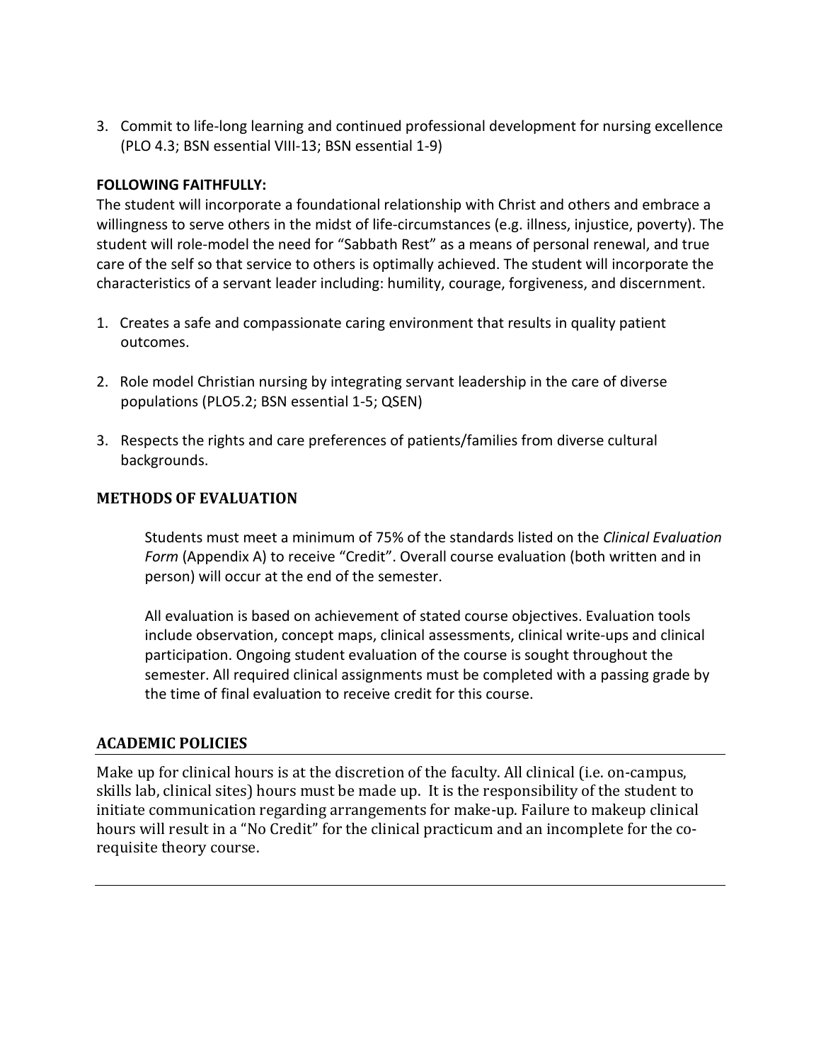3. Commit to life-long learning and continued professional development for nursing excellence (PLO 4.3; BSN essential VIII-13; BSN essential 1-9)

**FOLLOWING FAITHFULLY:**

The student will incorporate a foundational relationship with Christ and others and embrace a willingness to serve others in the midst of life-circumstances (e.g. illness, injustice, poverty). The student will role-model the need for "Sabbath Rest" as a means of personal renewal, and true care of the self so that service to others is optimally achieved. The student will incorporate the characteristics of a servant leader including: humility, courage, forgiveness, and discernment.

1. Creates a safe and compassionate caring environment that results in quality patient outcomes.

2. Role model Christian nursing by integrating servant leadership in the care of diverse populations (PLO5.2; BSN essential 1-5; QSEN)

3. Respects the rights and care preferences of patients/families from diverse cultural backgrounds.

## METHODS OF EVALUATION

Students must meet a minimum of 75% of the standards listed on the *Clinical Evaluation Form* (Appendix A) to receive "Credit". Overall course evaluation (both written and in person) will occur at the end of the semester.

All evaluation is based on achievement of stated course objectives. Evaluation tools include observation, concept maps, clinical assessments, clinical write-ups and clinical participation. Ongoing student evaluation of the course is sought throughout the semester. All required clinical assignments must be completed with a passing grade by the time of final evaluation to receive credit for this course.

## ACADEMIC POLICIES

Make up for clinical hours is at the discretion of the faculty. All clinical (i.e. on-campus, skills lab, clinical sites) hours must be made up. It is the responsibility of the student to initiate communication regarding arrangements for make-up. Failure to makeup clinical hours will result in a "No Credit" for the clinical practicum and an incomplete for the co-requisite theory course.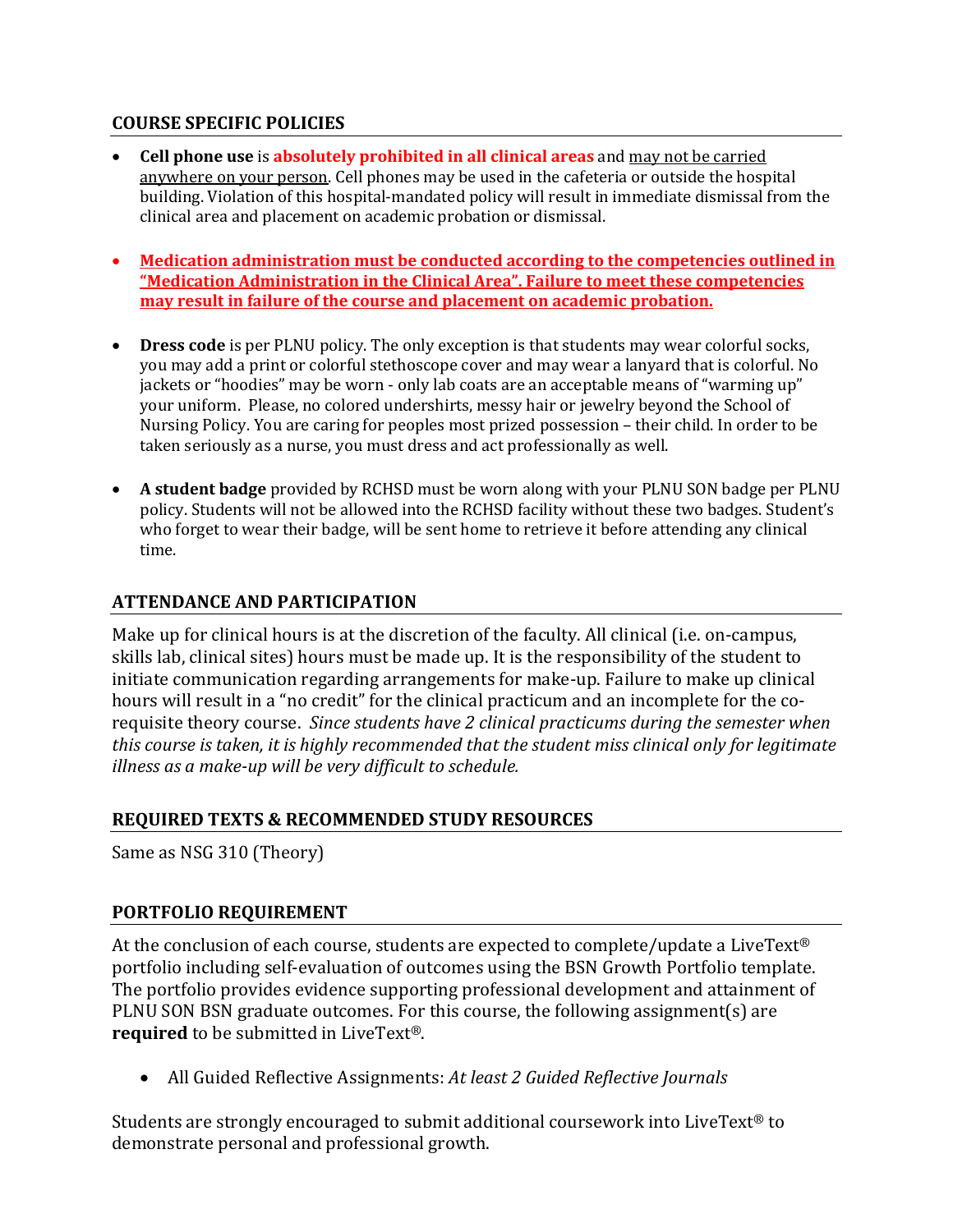## COURSE SPECIFIC POLICIES

- **Cell phone use** is **absolutely prohibited in all clinical areas** and <u>may not be carried anywhere on your person</u>. Cell phones may be used in the cafeteria or outside the hospital building. Violation of this hospital-mandated policy will result in immediate dismissal from the clinical area and placement on academic probation or dismissal.

- **<u>Medication administration must be conducted according to the competencies outlined in "Medication Administration in the Clinical Area". Failure to meet these competencies may result in failure of the course and placement on academic probation.</u>**

- **Dress code** is per PLNU policy. The only exception is that students may wear colorful socks, you may add a print or colorful stethoscope cover and may wear a lanyard that is colorful. No jackets or "hoodies" may be worn - only lab coats are an acceptable means of "warming up" your uniform. Please, no colored undershirts, messy hair or jewelry beyond the School of Nursing Policy. You are caring for peoples most prized possession – their child. In order to be taken seriously as a nurse, you must dress and act professionally as well.

- **A student badge** provided by RCHSD must be worn along with your PLNU SON badge per PLNU policy. Students will not be allowed into the RCHSD facility without these two badges. Student's who forget to wear their badge, will be sent home to retrieve it before attending any clinical time.

## ATTENDANCE AND PARTICIPATION

Make up for clinical hours is at the discretion of the faculty. All clinical (i.e. on-campus, skills lab, clinical sites) hours must be made up. It is the responsibility of the student to initiate communication regarding arrangements for make-up. Failure to make up clinical hours will result in a "no credit" for the clinical practicum and an incomplete for the co-requisite theory course. *Since students have 2 clinical practicums during the semester when this course is taken, it is highly recommended that the student miss clinical only for legitimate illness as a make-up will be very difficult to schedule.*

## REQUIRED TEXTS & RECOMMENDED STUDY RESOURCES

Same as NSG 310 (Theory)

## PORTFOLIO REQUIREMENT

At the conclusion of each course, students are expected to complete/update a LiveText® portfolio including self-evaluation of outcomes using the BSN Growth Portfolio template. The portfolio provides evidence supporting professional development and attainment of PLNU SON BSN graduate outcomes. For this course, the following assignment(s) are **required** to be submitted in LiveText®.

- All Guided Reflective Assignments: *At least 2 Guided Reflective Journals*

Students are strongly encouraged to submit additional coursework into LiveText® to demonstrate personal and professional growth.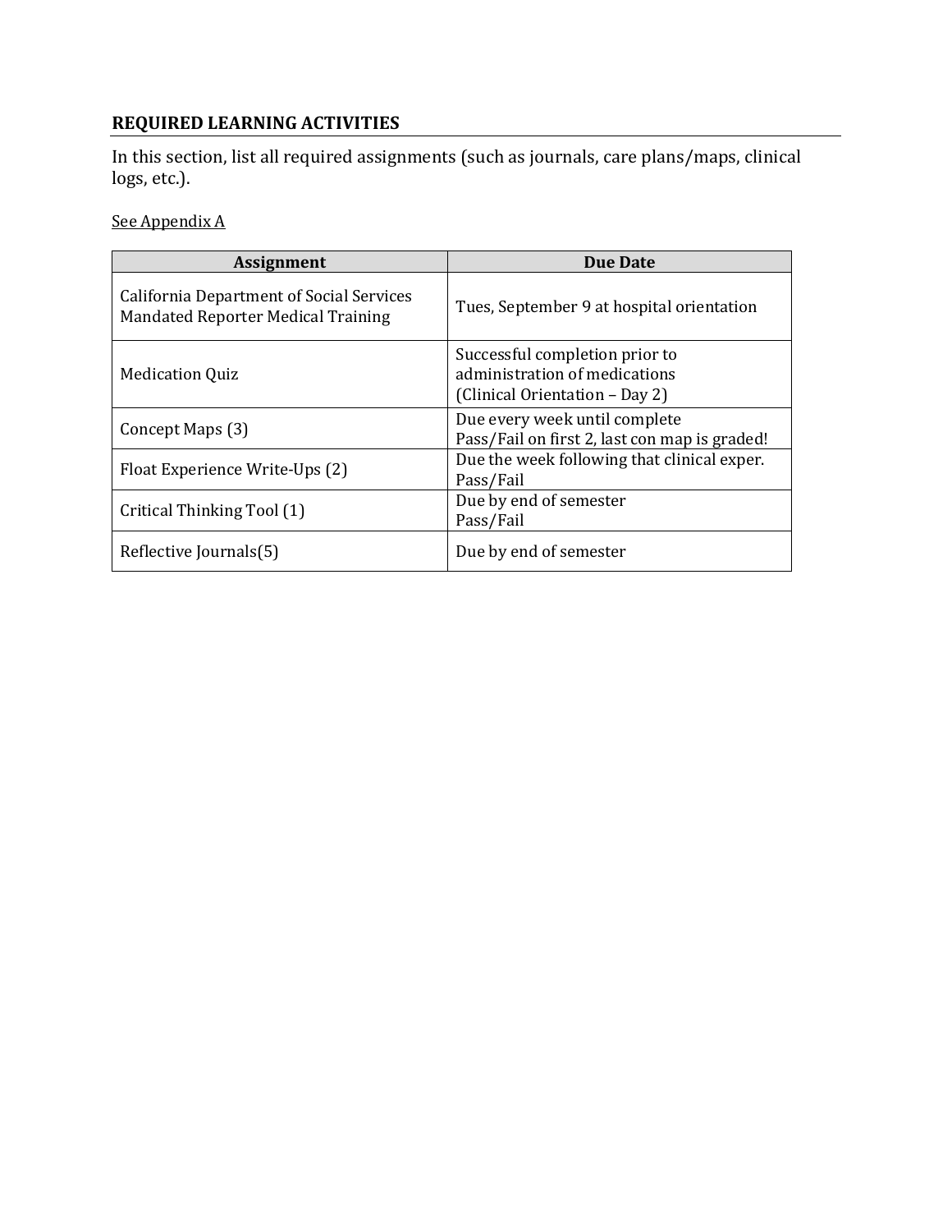## REQUIRED LEARNING ACTIVITIES

In this section, list all required assignments (such as journals, care plans/maps, clinical logs, etc.).

See Appendix A

| Assignment | Due Date |
|---|---|
| California Department of Social Services Mandated Reporter Medical Training | Tues, September 9 at hospital orientation |
| Medication Quiz | Successful completion prior to administration of medications (Clinical Orientation – Day 2) |
| Concept Maps (3) | Due every week until complete<br>Pass/Fail on first 2, last con map is graded! |
| Float Experience Write-Ups (2) | Due the week following that clinical exper.<br>Pass/Fail |
| Critical Thinking Tool (1) | Due by end of semester<br>Pass/Fail |
| Reflective Journals(5) | Due by end of semester |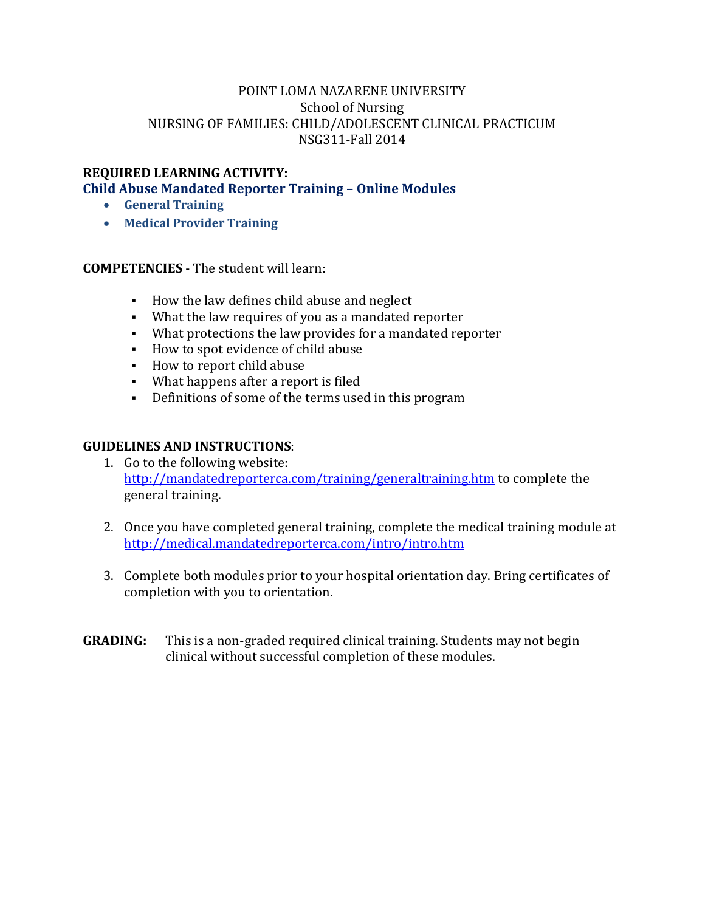POINT LOMA NAZARENE UNIVERSITY
School of Nursing
NURSING OF FAMILIES: CHILD/ADOLESCENT CLINICAL PRACTICUM
NSG311-Fall 2014

**REQUIRED LEARNING ACTIVITY:**

## Child Abuse Mandated Reporter Training – Online Modules

- **General Training**
- **Medical Provider Training**

**COMPETENCIES** - The student will learn:

- How the law defines child abuse and neglect
- What the law requires of you as a mandated reporter
- What protections the law provides for a mandated reporter
- How to spot evidence of child abuse
- How to report child abuse
- What happens after a report is filed
- Definitions of some of the terms used in this program

**GUIDELINES AND INSTRUCTIONS**:

1. Go to the following website: http://mandatedreporterca.com/training/generaltraining.htm to complete the general training.

2. Once you have completed general training, complete the medical training module at http://medical.mandatedreporterca.com/intro/intro.htm

3. Complete both modules prior to your hospital orientation day. Bring certificates of completion with you to orientation.

**GRADING:** This is a non-graded required clinical training. Students may not begin clinical without successful completion of these modules.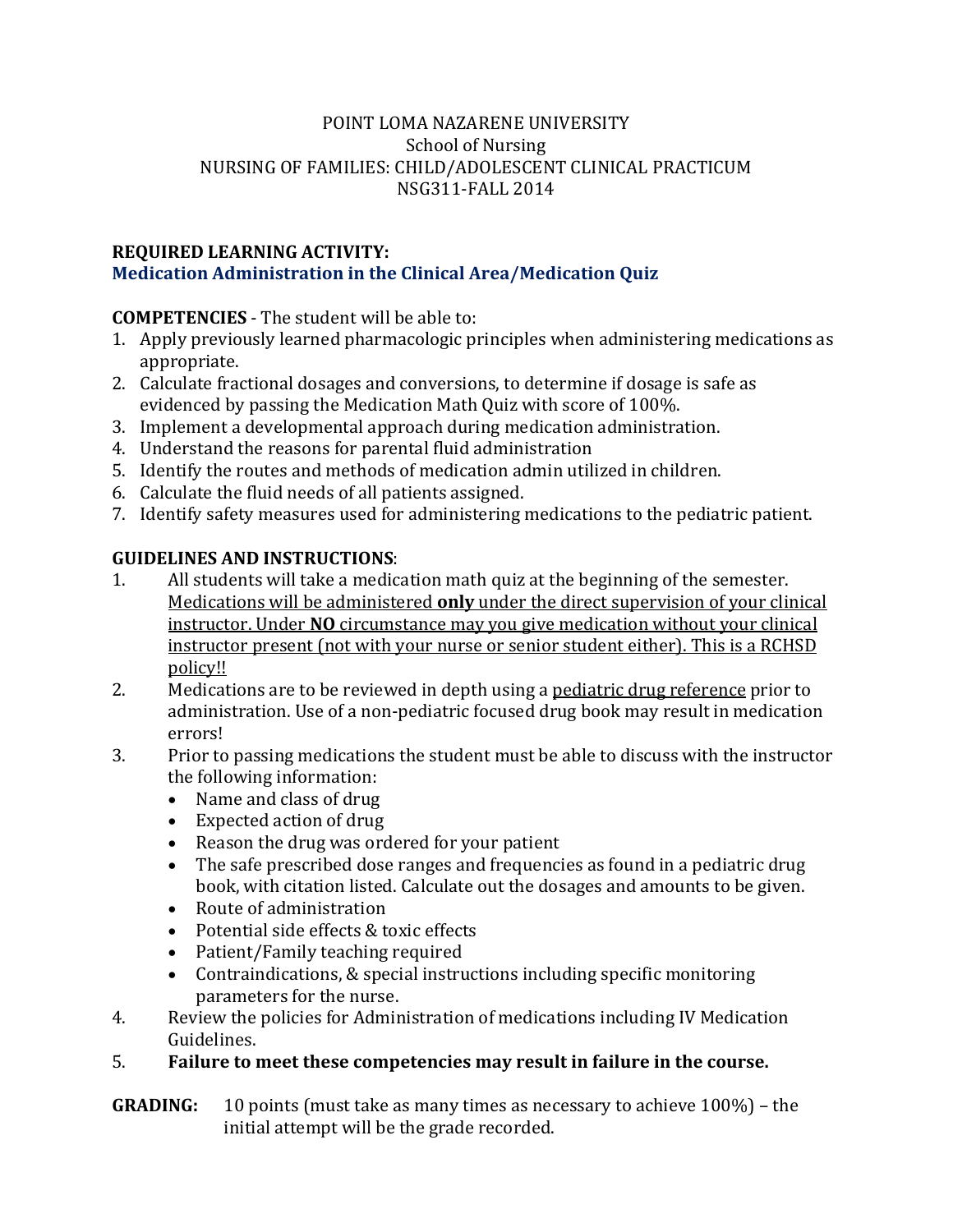POINT LOMA NAZARENE UNIVERSITY
School of Nursing
NURSING OF FAMILIES: CHILD/ADOLESCENT CLINICAL PRACTICUM
NSG311-FALL 2014

**REQUIRED LEARNING ACTIVITY:**
**Medication Administration in the Clinical Area/Medication Quiz**

**COMPETENCIES** - The student will be able to:

1. Apply previously learned pharmacologic principles when administering medications as appropriate.
2. Calculate fractional dosages and conversions, to determine if dosage is safe as evidenced by passing the Medication Math Quiz with score of 100%.
3. Implement a developmental approach during medication administration.
4. Understand the reasons for parental fluid administration
5. Identify the routes and methods of medication admin utilized in children.
6. Calculate the fluid needs of all patients assigned.
7. Identify safety measures used for administering medications to the pediatric patient.

**GUIDELINES AND INSTRUCTIONS**:

1. All students will take a medication math quiz at the beginning of the semester. <u>Medications will be administered **only** under the direct supervision of your clinical instructor. Under **NO** circumstance may you give medication without your clinical instructor present (not with your nurse or senior student either). This is a RCHSD policy!!</u>
2. Medications are to be reviewed in depth using a <u>pediatric drug reference</u> prior to administration. Use of a non-pediatric focused drug book may result in medication errors!
3. Prior to passing medications the student must be able to discuss with the instructor the following information:
   - Name and class of drug
   - Expected action of drug
   - Reason the drug was ordered for your patient
   - The safe prescribed dose ranges and frequencies as found in a pediatric drug book, with citation listed. Calculate out the dosages and amounts to be given.
   - Route of administration
   - Potential side effects & toxic effects
   - Patient/Family teaching required
   - Contraindications, & special instructions including specific monitoring parameters for the nurse.
4. Review the policies for Administration of medications including IV Medication Guidelines.
5. **Failure to meet these competencies may result in failure in the course.**

**GRADING:** 10 points (must take as many times as necessary to achieve 100%) – the initial attempt will be the grade recorded.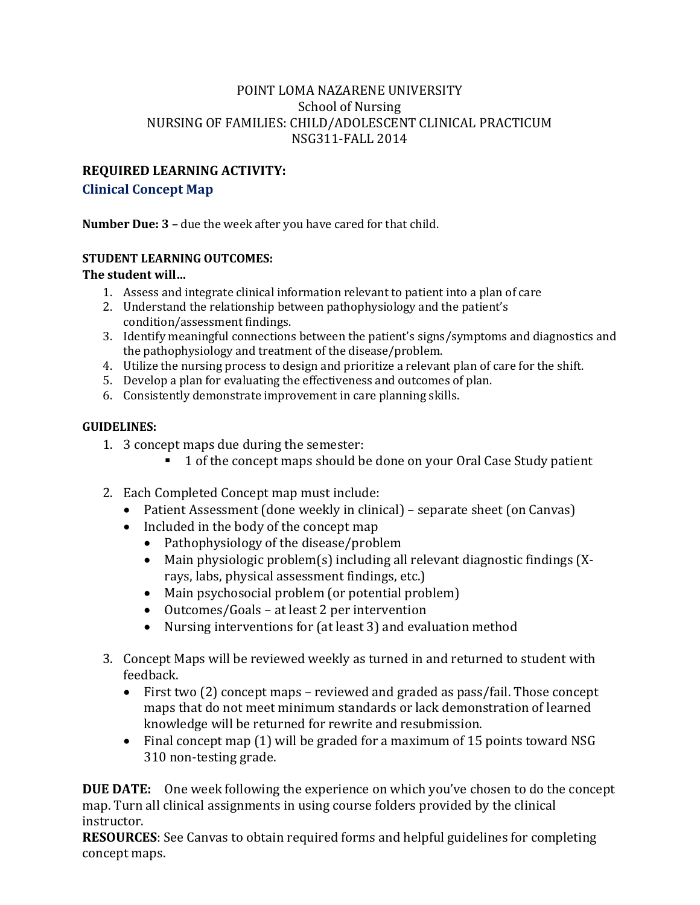POINT LOMA NAZARENE UNIVERSITY
School of Nursing
NURSING OF FAMILIES: CHILD/ADOLESCENT CLINICAL PRACTICUM
NSG311-FALL 2014

## REQUIRED LEARNING ACTIVITY:

### Clinical Concept Map

**Number Due: 3 –** due the week after you have cared for that child.

**STUDENT LEARNING OUTCOMES:**

**The student will…**

1. Assess and integrate clinical information relevant to patient into a plan of care
2. Understand the relationship between pathophysiology and the patient's condition/assessment findings.
3. Identify meaningful connections between the patient's signs/symptoms and diagnostics and the pathophysiology and treatment of the disease/problem.
4. Utilize the nursing process to design and prioritize a relevant plan of care for the shift.
5. Develop a plan for evaluating the effectiveness and outcomes of plan.
6. Consistently demonstrate improvement in care planning skills.

**GUIDELINES:**

1. 3 concept maps due during the semester:
   - 1 of the concept maps should be done on your Oral Case Study patient
2. Each Completed Concept map must include:
   - Patient Assessment (done weekly in clinical) – separate sheet (on Canvas)
   - Included in the body of the concept map
     - Pathophysiology of the disease/problem
     - Main physiologic problem(s) including all relevant diagnostic findings (X-rays, labs, physical assessment findings, etc.)
     - Main psychosocial problem (or potential problem)
     - Outcomes/Goals – at least 2 per intervention
     - Nursing interventions for (at least 3) and evaluation method
3. Concept Maps will be reviewed weekly as turned in and returned to student with feedback.
   - First two (2) concept maps – reviewed and graded as pass/fail. Those concept maps that do not meet minimum standards or lack demonstration of learned knowledge will be returned for rewrite and resubmission.
   - Final concept map (1) will be graded for a maximum of 15 points toward NSG 310 non-testing grade.

**DUE DATE:** One week following the experience on which you've chosen to do the concept map. Turn all clinical assignments in using course folders provided by the clinical instructor.

**RESOURCES**: See Canvas to obtain required forms and helpful guidelines for completing concept maps.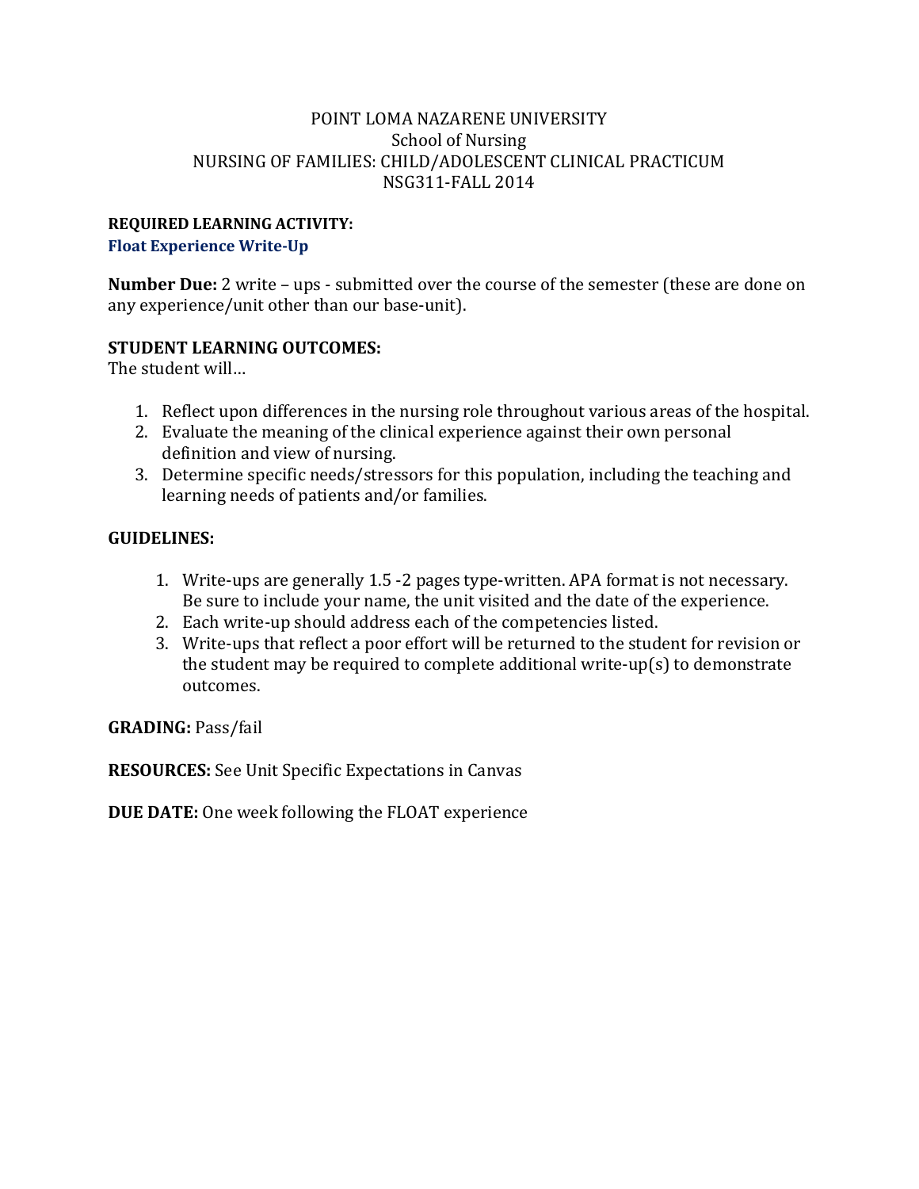POINT LOMA NAZARENE UNIVERSITY
School of Nursing
NURSING OF FAMILIES: CHILD/ADOLESCENT CLINICAL PRACTICUM
NSG311-FALL 2014

**REQUIRED LEARNING ACTIVITY:**
**Float Experience Write-Up**

**Number Due:** 2 write – ups - submitted over the course of the semester (these are done on any experience/unit other than our base-unit).

**STUDENT LEARNING OUTCOMES:**
The student will…

1. Reflect upon differences in the nursing role throughout various areas of the hospital.
2. Evaluate the meaning of the clinical experience against their own personal definition and view of nursing.
3. Determine specific needs/stressors for this population, including the teaching and learning needs of patients and/or families.

**GUIDELINES:**

1. Write-ups are generally 1.5 -2 pages type-written. APA format is not necessary. Be sure to include your name, the unit visited and the date of the experience.
2. Each write-up should address each of the competencies listed.
3. Write-ups that reflect a poor effort will be returned to the student for revision or the student may be required to complete additional write-up(s) to demonstrate outcomes.

**GRADING:** Pass/fail

**RESOURCES:** See Unit Specific Expectations in Canvas

**DUE DATE:** One week following the FLOAT experience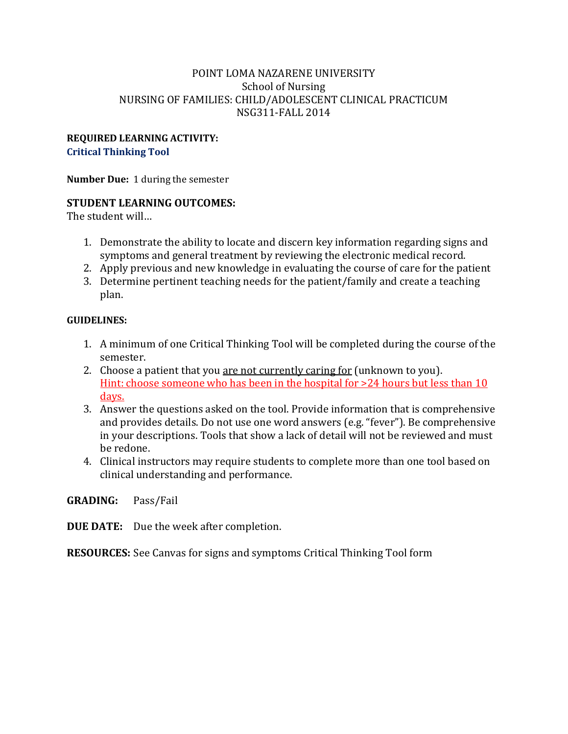POINT LOMA NAZARENE UNIVERSITY
School of Nursing
NURSING OF FAMILIES: CHILD/ADOLESCENT CLINICAL PRACTICUM
NSG311-FALL 2014

**REQUIRED LEARNING ACTIVITY:**
**Critical Thinking Tool**

**Number Due:** 1 during the semester

## STUDENT LEARNING OUTCOMES:

The student will…

1. Demonstrate the ability to locate and discern key information regarding signs and symptoms and general treatment by reviewing the electronic medical record.
2. Apply previous and new knowledge in evaluating the course of care for the patient
3. Determine pertinent teaching needs for the patient/family and create a teaching plan.

**GUIDELINES:**

1. A minimum of one Critical Thinking Tool will be completed during the course of the semester.
2. Choose a patient that you are not currently caring for (unknown to you). Hint: choose someone who has been in the hospital for >24 hours but less than 10 days.
3. Answer the questions asked on the tool. Provide information that is comprehensive and provides details. Do not use one word answers (e.g. "fever"). Be comprehensive in your descriptions. Tools that show a lack of detail will not be reviewed and must be redone.
4. Clinical instructors may require students to complete more than one tool based on clinical understanding and performance.

**GRADING:** Pass/Fail

**DUE DATE:** Due the week after completion.

**RESOURCES:** See Canvas for signs and symptoms Critical Thinking Tool form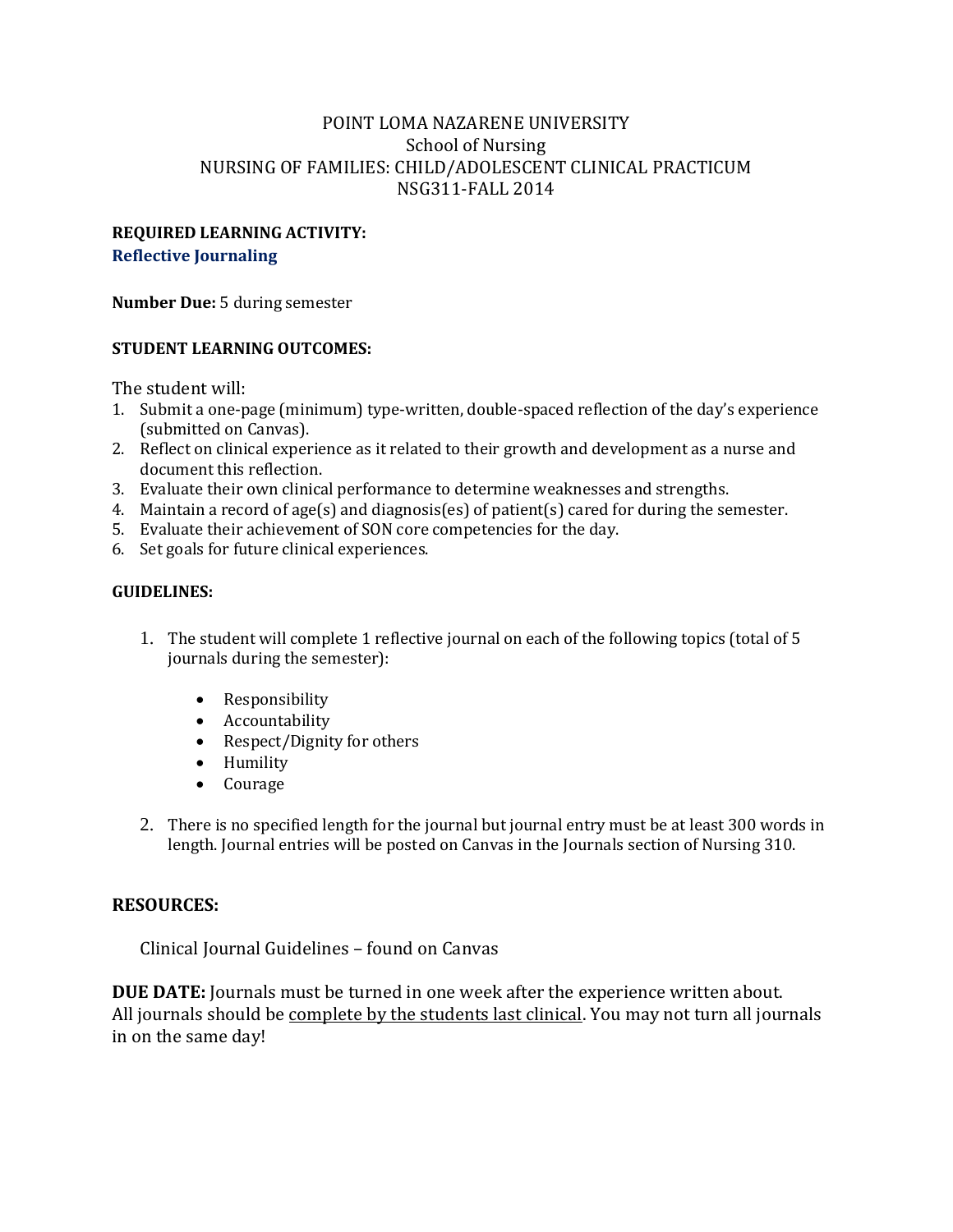# POINT LOMA NAZARENE UNIVERSITY
## School of Nursing
## NURSING OF FAMILIES: CHILD/ADOLESCENT CLINICAL PRACTICUM
## NSG311-FALL 2014

**REQUIRED LEARNING ACTIVITY:**
**Reflective Journaling**

**Number Due:** 5 during semester

**STUDENT LEARNING OUTCOMES:**

The student will:

1. Submit a one-page (minimum) type-written, double-spaced reflection of the day's experience (submitted on Canvas).
2. Reflect on clinical experience as it related to their growth and development as a nurse and document this reflection.
3. Evaluate their own clinical performance to determine weaknesses and strengths.
4. Maintain a record of age(s) and diagnosis(es) of patient(s) cared for during the semester.
5. Evaluate their achievement of SON core competencies for the day.
6. Set goals for future clinical experiences.

**GUIDELINES:**

1. The student will complete 1 reflective journal on each of the following topics (total of 5 journals during the semester):
   - Responsibility
   - Accountability
   - Respect/Dignity for others
   - Humility
   - Courage
2. There is no specified length for the journal but journal entry must be at least 300 words in length. Journal entries will be posted on Canvas in the Journals section of Nursing 310.

**RESOURCES:**

Clinical Journal Guidelines – found on Canvas

**DUE DATE:** Journals must be turned in one week after the experience written about. All journals should be <u>complete by the students last clinical</u>. You may not turn all journals in on the same day!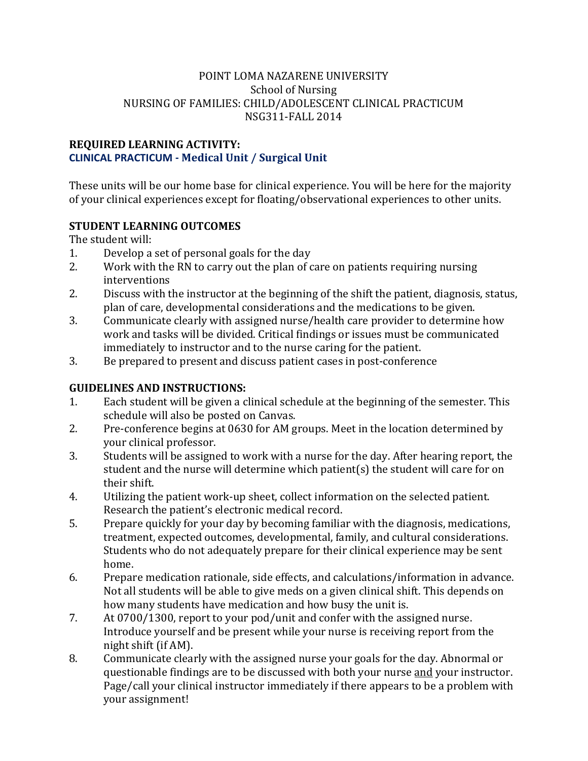POINT LOMA NAZARENE UNIVERSITY
School of Nursing
NURSING OF FAMILIES: CHILD/ADOLESCENT CLINICAL PRACTICUM
NSG311-FALL 2014

**REQUIRED LEARNING ACTIVITY:**
**CLINICAL PRACTICUM - Medical Unit / Surgical Unit**

These units will be our home base for clinical experience. You will be here for the majority of your clinical experiences except for floating/observational experiences to other units.

**STUDENT LEARNING OUTCOMES**
The student will:

1. Develop a set of personal goals for the day
2. Work with the RN to carry out the plan of care on patients requiring nursing interventions
2. Discuss with the instructor at the beginning of the shift the patient, diagnosis, status, plan of care, developmental considerations and the medications to be given.
3. Communicate clearly with assigned nurse/health care provider to determine how work and tasks will be divided. Critical findings or issues must be communicated immediately to instructor and to the nurse caring for the patient.
3. Be prepared to present and discuss patient cases in post-conference

**GUIDELINES AND INSTRUCTIONS:**

1. Each student will be given a clinical schedule at the beginning of the semester. This schedule will also be posted on Canvas.
2. Pre-conference begins at 0630 for AM groups. Meet in the location determined by your clinical professor.
3. Students will be assigned to work with a nurse for the day. After hearing report, the student and the nurse will determine which patient(s) the student will care for on their shift.
4. Utilizing the patient work-up sheet, collect information on the selected patient. Research the patient's electronic medical record.
5. Prepare quickly for your day by becoming familiar with the diagnosis, medications, treatment, expected outcomes, developmental, family, and cultural considerations. Students who do not adequately prepare for their clinical experience may be sent home.
6. Prepare medication rationale, side effects, and calculations/information in advance. Not all students will be able to give meds on a given clinical shift. This depends on how many students have medication and how busy the unit is.
7. At 0700/1300, report to your pod/unit and confer with the assigned nurse. Introduce yourself and be present while your nurse is receiving report from the night shift (if AM).
8. Communicate clearly with the assigned nurse your goals for the day. Abnormal or questionable findings are to be discussed with both your nurse and your instructor. Page/call your clinical instructor immediately if there appears to be a problem with your assignment!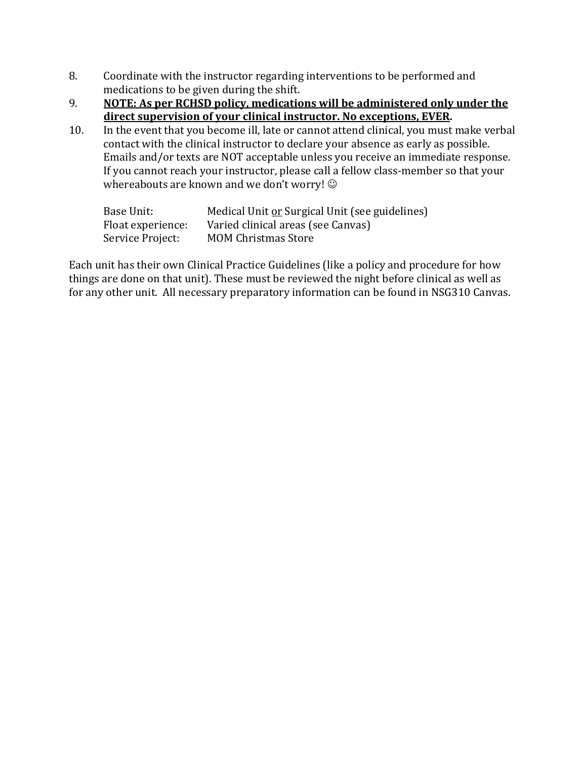8. Coordinate with the instructor regarding interventions to be performed and medications to be given during the shift.
9. **<u>NOTE: As per RCHSD policy, medications will be administered only under the direct supervision of your clinical instructor. No exceptions, EVER</u>.**
10. In the event that you become ill, late or cannot attend clinical, you must make verbal contact with the clinical instructor to declare your absence as early as possible. Emails and/or texts are NOT acceptable unless you receive an immediate response. If you cannot reach your instructor, please call a fellow class-member so that your whereabouts are known and we don't worry! ☺

| | |
|---|---|
| Base Unit: | Medical Unit <u>or</u> Surgical Unit (see guidelines) |
| Float experience: | Varied clinical areas (see Canvas) |
| Service Project: | MOM Christmas Store |

Each unit has their own Clinical Practice Guidelines (like a policy and procedure for how things are done on that unit). These must be reviewed the night before clinical as well as for any other unit. All necessary preparatory information can be found in NSG310 Canvas.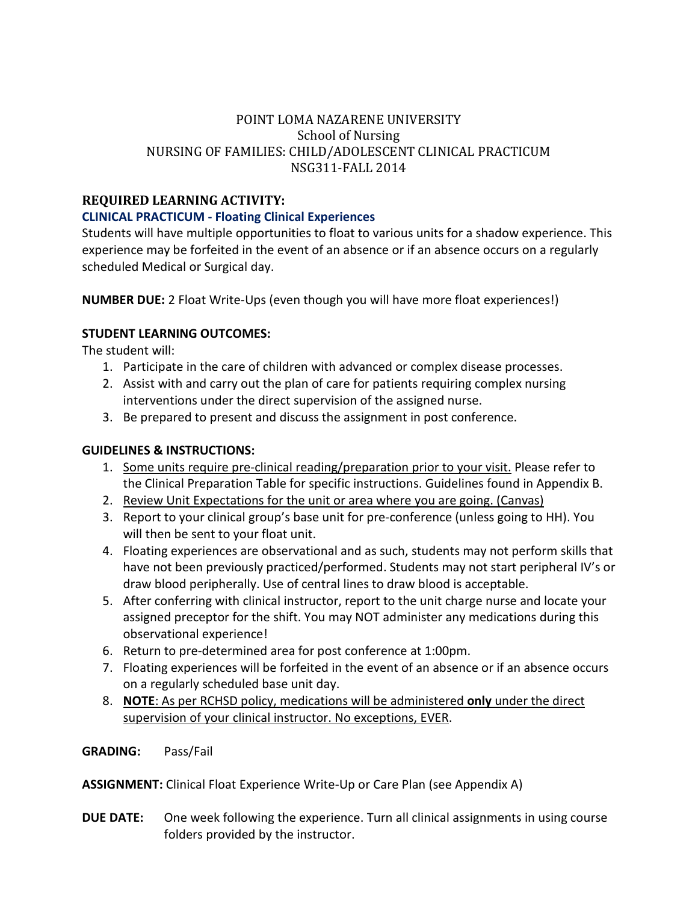POINT LOMA NAZARENE UNIVERSITY
School of Nursing
NURSING OF FAMILIES: CHILD/ADOLESCENT CLINICAL PRACTICUM
NSG311-FALL 2014

## REQUIRED LEARNING ACTIVITY:

### CLINICAL PRACTICUM - Floating Clinical Experiences

Students will have multiple opportunities to float to various units for a shadow experience. This experience may be forfeited in the event of an absence or if an absence occurs on a regularly scheduled Medical or Surgical day.

**NUMBER DUE:** 2 Float Write-Ups (even though you will have more float experiences!)

**STUDENT LEARNING OUTCOMES:**

The student will:

1. Participate in the care of children with advanced or complex disease processes.
2. Assist with and carry out the plan of care for patients requiring complex nursing interventions under the direct supervision of the assigned nurse.
3. Be prepared to present and discuss the assignment in post conference.

**GUIDELINES & INSTRUCTIONS:**

1. Some units require pre-clinical reading/preparation prior to your visit. Please refer to the Clinical Preparation Table for specific instructions. Guidelines found in Appendix B.
2. Review Unit Expectations for the unit or area where you are going. (Canvas)
3. Report to your clinical group's base unit for pre-conference (unless going to HH). You will then be sent to your float unit.
4. Floating experiences are observational and as such, students may not perform skills that have not been previously practiced/performed. Students may not start peripheral IV's or draw blood peripherally. Use of central lines to draw blood is acceptable.
5. After conferring with clinical instructor, report to the unit charge nurse and locate your assigned preceptor for the shift. You may NOT administer any medications during this observational experience!
6. Return to pre-determined area for post conference at 1:00pm.
7. Floating experiences will be forfeited in the event of an absence or if an absence occurs on a regularly scheduled base unit day.
8. **NOTE**: As per RCHSD policy, medications will be administered **only** under the direct supervision of your clinical instructor. No exceptions, EVER.

**GRADING:** Pass/Fail

**ASSIGNMENT:** Clinical Float Experience Write-Up or Care Plan (see Appendix A)

**DUE DATE:** One week following the experience. Turn all clinical assignments in using course folders provided by the instructor.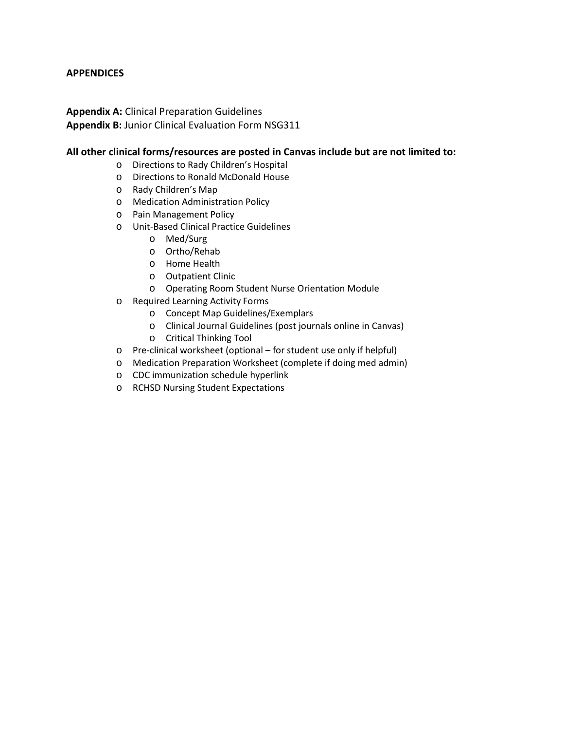## APPENDICES

**Appendix A:** Clinical Preparation Guidelines
**Appendix B:** Junior Clinical Evaluation Form NSG311

**All other clinical forms/resources are posted in Canvas include but are not limited to:**

- Directions to Rady Children's Hospital
- Directions to Ronald McDonald House
- Rady Children's Map
- Medication Administration Policy
- Pain Management Policy
- Unit-Based Clinical Practice Guidelines
  - Med/Surg
  - Ortho/Rehab
  - Home Health
  - Outpatient Clinic
  - Operating Room Student Nurse Orientation Module
- Required Learning Activity Forms
  - Concept Map Guidelines/Exemplars
  - Clinical Journal Guidelines (post journals online in Canvas)
  - Critical Thinking Tool
- Pre-clinical worksheet (optional – for student use only if helpful)
- Medication Preparation Worksheet (complete if doing med admin)
- CDC immunization schedule hyperlink
- RCHSD Nursing Student Expectations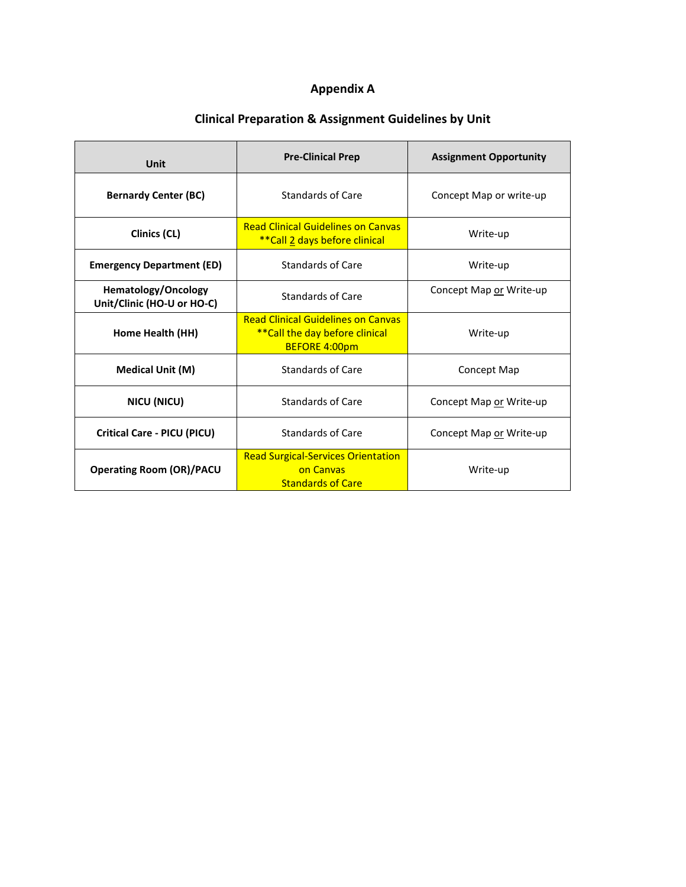# Appendix A

## Clinical Preparation & Assignment Guidelines by Unit

| Unit | Pre-Clinical Prep | Assignment Opportunity |
|---|---|---|
| **Bernardy Center (BC)** | Standards of Care | Concept Map or write-up |
| **Clinics (CL)** | Read Clinical Guidelines on Canvas<br>**Call 2 days before clinical | Write-up |
| **Emergency Department (ED)** | Standards of Care | Write-up |
| **Hematology/Oncology Unit/Clinic (HO-U or HO-C)** | Standards of Care | Concept Map or Write-up |
| **Home Health (HH)** | Read Clinical Guidelines on Canvas<br>**Call the day before clinical BEFORE 4:00pm | Write-up |
| **Medical Unit (M)** | Standards of Care | Concept Map |
| **NICU (NICU)** | Standards of Care | Concept Map or Write-up |
| **Critical Care - PICU (PICU)** | Standards of Care | Concept Map or Write-up |
| **Operating Room (OR)/PACU** | Read Surgical-Services Orientation on Canvas<br>Standards of Care | Write-up |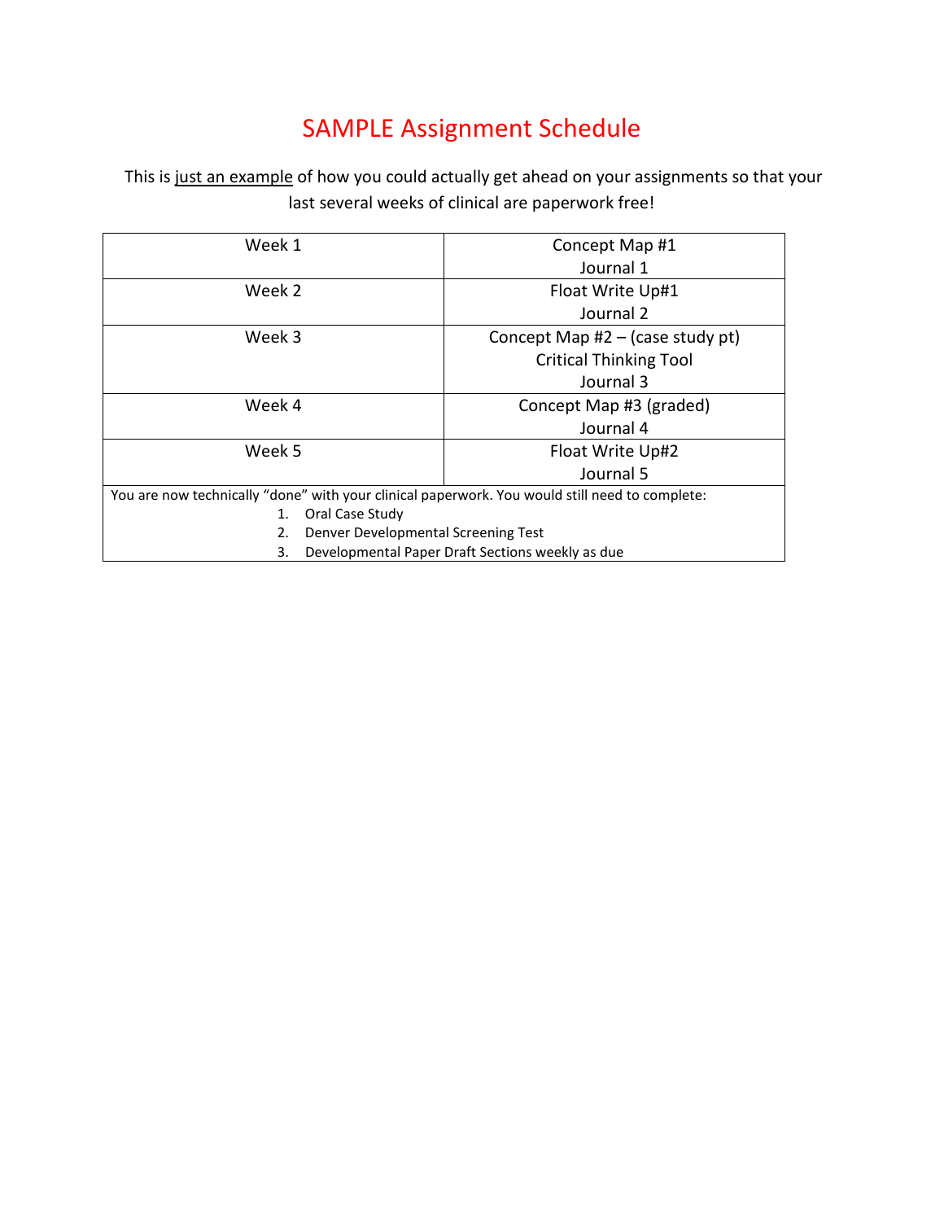# SAMPLE Assignment Schedule

This is just an example of how you could actually get ahead on your assignments so that your last several weeks of clinical are paperwork free!

| Week | Assignments |
|---|---|
| Week 1 | Concept Map #1<br>Journal 1 |
| Week 2 | Float Write Up#1<br>Journal 2 |
| Week 3 | Concept Map #2 – (case study pt)<br>Critical Thinking Tool<br>Journal 3 |
| Week 4 | Concept Map #3 (graded)<br>Journal 4 |
| Week 5 | Float Write Up#2<br>Journal 5 |

You are now technically "done" with your clinical paperwork. You would still need to complete:

1. Oral Case Study
2. Denver Developmental Screening Test
3. Developmental Paper Draft Sections weekly as due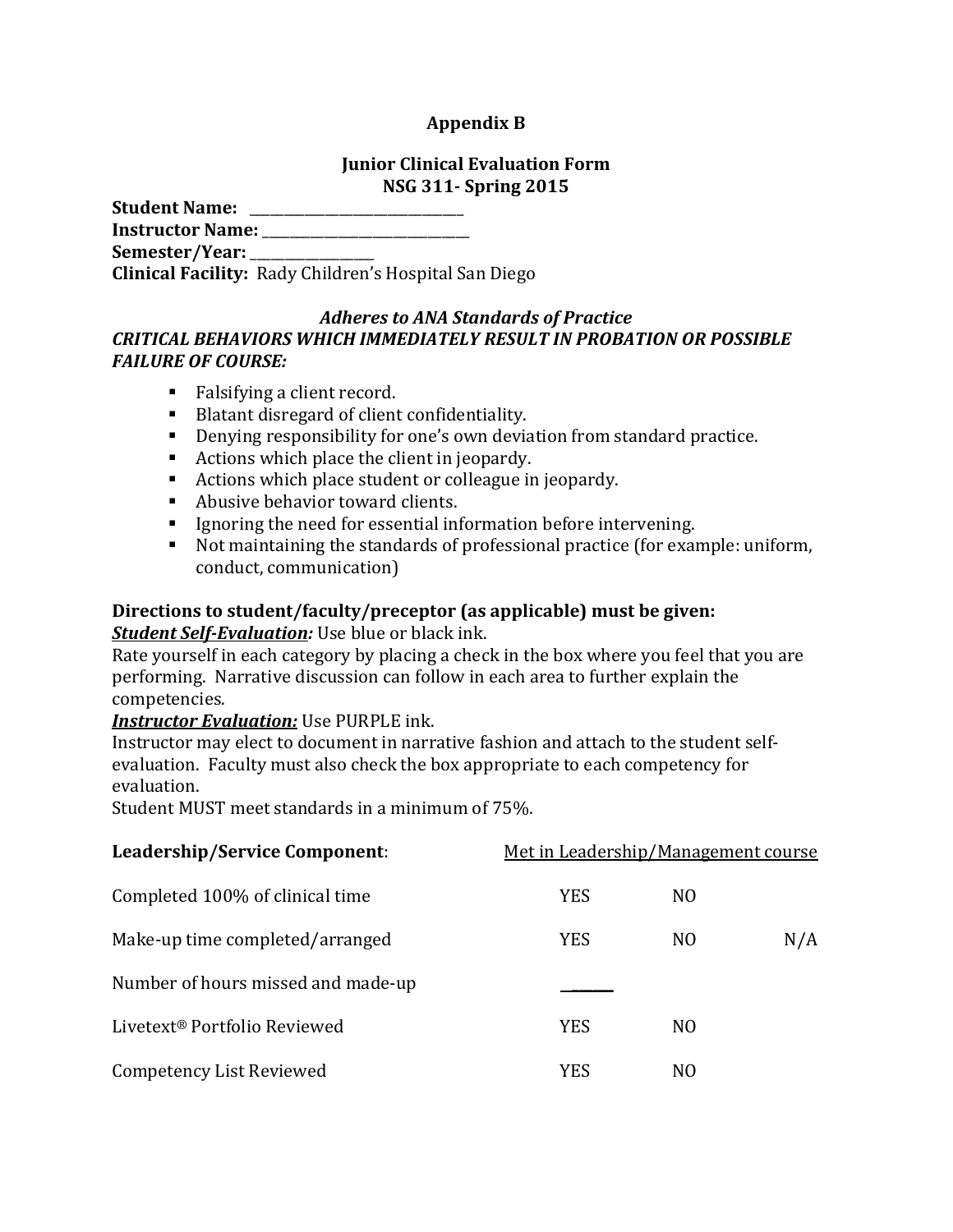## Appendix B

### Junior Clinical Evaluation Form
### NSG 311- Spring 2015

**Student Name:** ______________________________
**Instructor Name:** ______________________________
**Semester/Year:** _________________
**Clinical Facility:** Rady Children's Hospital San Diego

***Adheres to ANA Standards of Practice***
***CRITICAL BEHAVIORS WHICH IMMEDIATELY RESULT IN PROBATION OR POSSIBLE FAILURE OF COURSE:***

- Falsifying a client record.
- Blatant disregard of client confidentiality.
- Denying responsibility for one's own deviation from standard practice.
- Actions which place the client in jeopardy.
- Actions which place student or colleague in jeopardy.
- Abusive behavior toward clients.
- Ignoring the need for essential information before intervening.
- Not maintaining the standards of professional practice (for example: uniform, conduct, communication)

**Directions to student/faculty/preceptor (as applicable) must be given:**
***<u>Student Self-Evaluation:</u>*** Use blue or black ink.
Rate yourself in each category by placing a check in the box where you feel that you are performing. Narrative discussion can follow in each area to further explain the competencies.
***<u>Instructor Evaluation:</u>*** Use PURPLE ink.
Instructor may elect to document in narrative fashion and attach to the student self-evaluation. Faculty must also check the box appropriate to each competency for evaluation.
Student MUST meet standards in a minimum of 75%.

| **Leadership/Service Component**: | <u>Met in Leadership/Management course</u> | | |
|---|---|---|---|
| Completed 100% of clinical time | YES | NO | |
| Make-up time completed/arranged | YES | NO | N/A |
| Number of hours missed and made-up | ______ | | |
| Livetext® Portfolio Reviewed | YES | NO | |
| Competency List Reviewed | YES | NO | |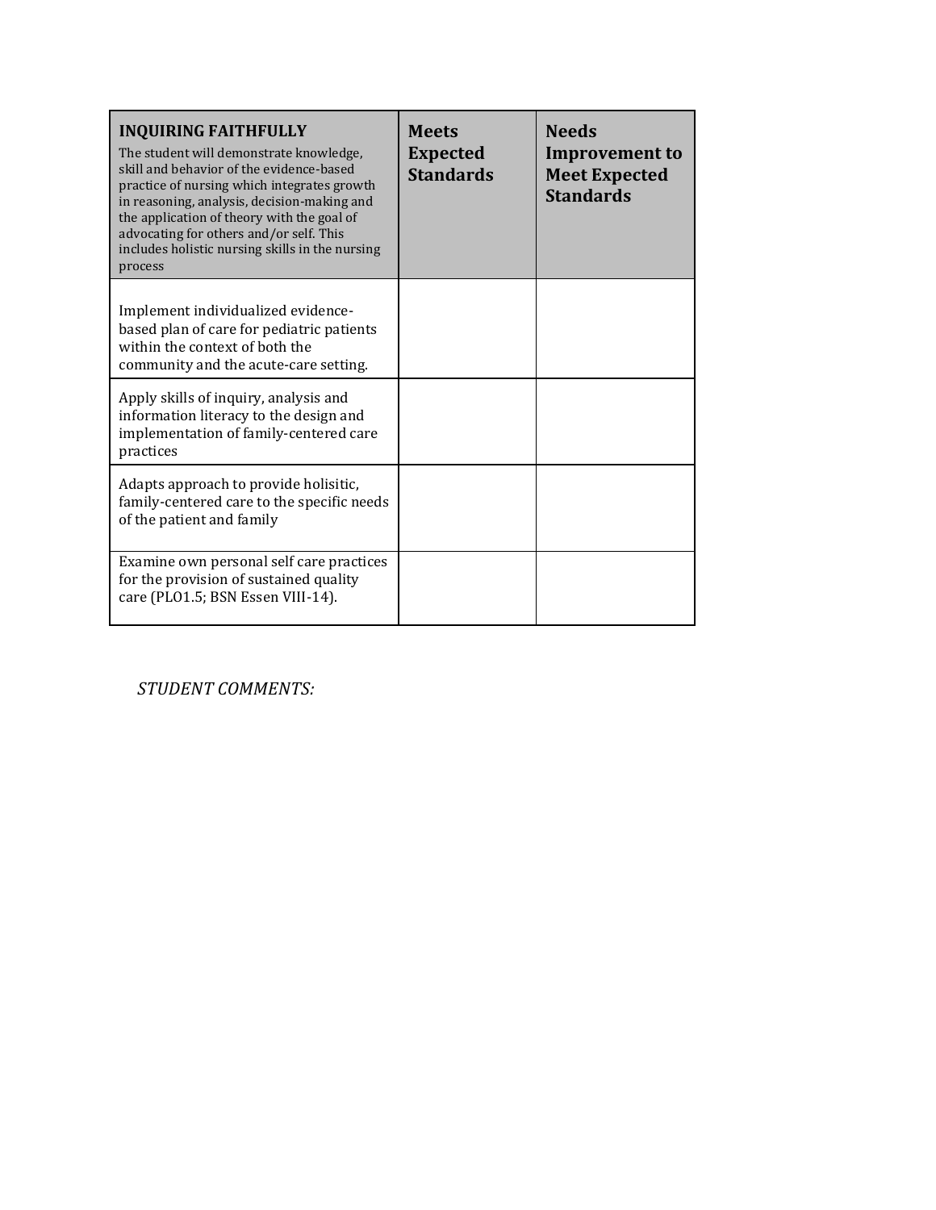| **INQUIRING FAITHFULLY** The student will demonstrate knowledge, skill and behavior of the evidence-based practice of nursing which integrates growth in reasoning, analysis, decision-making and the application of theory with the goal of advocating for others and/or self. This includes holistic nursing skills in the nursing process | **Meets Expected Standards** | **Needs Improvement to Meet Expected Standards** |
|---|---|---|
| Implement individualized evidence-based plan of care for pediatric patients within the context of both the community and the acute-care setting. | | |
| Apply skills of inquiry, analysis and information literacy to the design and implementation of family-centered care practices | | |
| Adapts approach to provide holisitic, family-centered care to the specific needs of the patient and family | | |
| Examine own personal self care practices for the provision of sustained quality care (PLO1.5; BSN Essen VIII-14). | | |

*STUDENT COMMENTS:*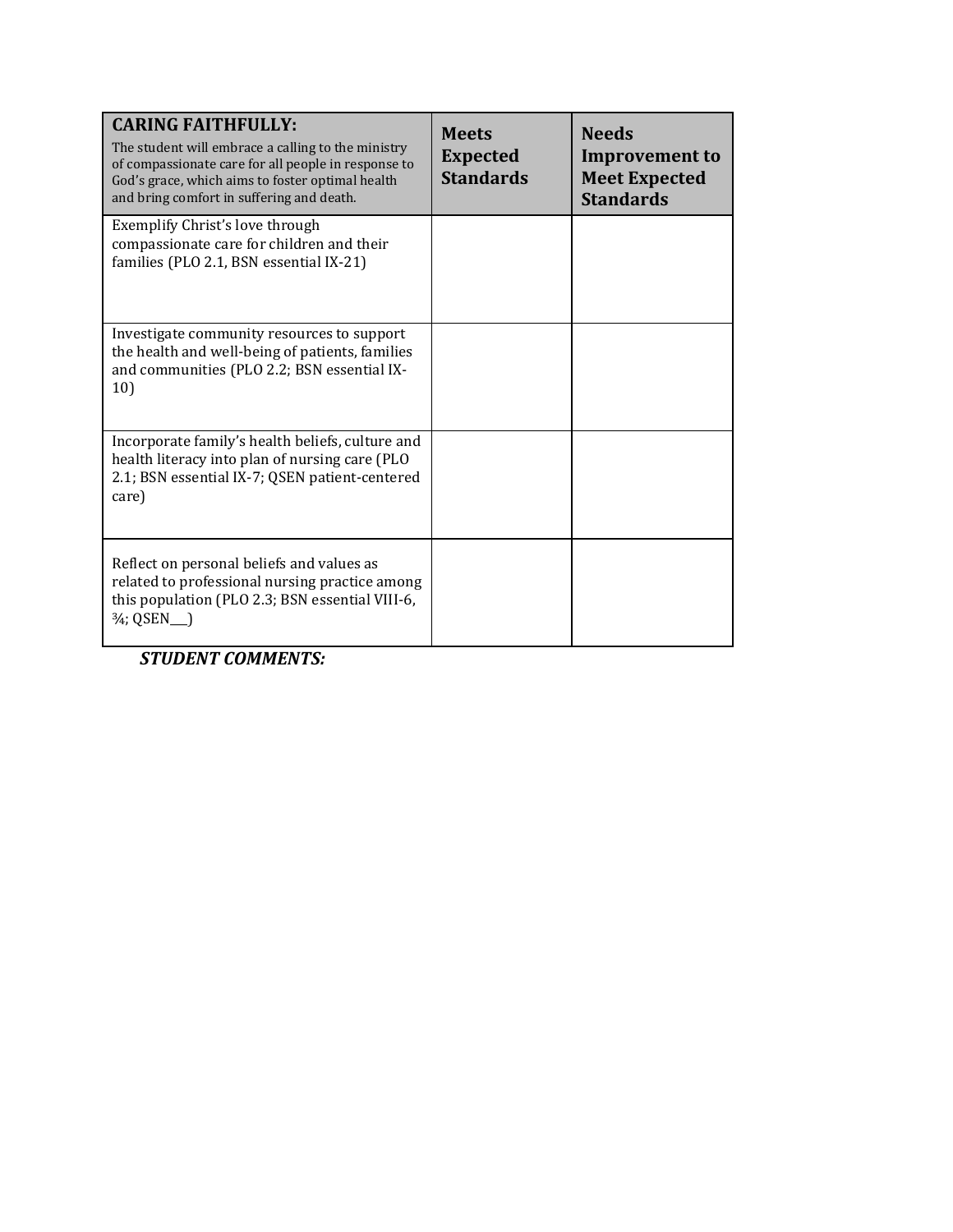| **CARING FAITHFULLY:** The student will embrace a calling to the ministry of compassionate care for all people in response to God's grace, which aims to foster optimal health and bring comfort in suffering and death. | **Meets Expected Standards** | **Needs Improvement to Meet Expected Standards** |
|---|---|---|
| Exemplify Christ's love through compassionate care for children and their families (PLO 2.1, BSN essential IX-21) | | |
| Investigate community resources to support the health and well-being of patients, families and communities (PLO 2.2; BSN essential IX-10) | | |
| Incorporate family's health beliefs, culture and health literacy into plan of nursing care (PLO 2.1; BSN essential IX-7; QSEN patient-centered care) | | |
| Reflect on personal beliefs and values as related to professional nursing practice among this population (PLO 2.3; BSN essential VIII-6, ¾; QSEN___) | | |

***STUDENT COMMENTS:***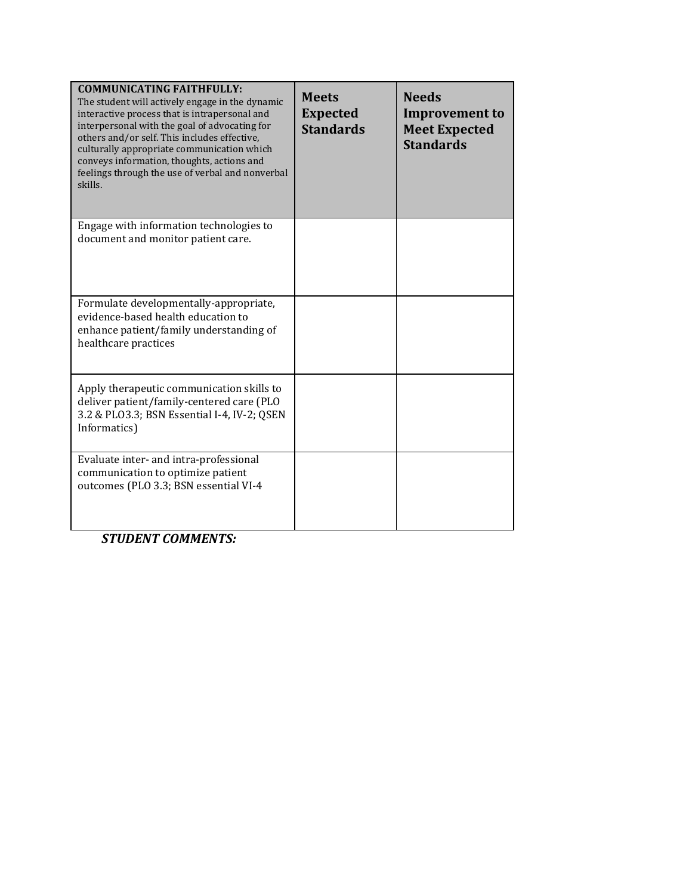| **COMMUNICATING FAITHFULLY:** The student will actively engage in the dynamic interactive process that is intrapersonal and interpersonal with the goal of advocating for others and/or self. This includes effective, culturally appropriate communication which conveys information, thoughts, actions and feelings through the use of verbal and nonverbal skills. | **Meets Expected Standards** | **Needs Improvement to Meet Expected Standards** |
|---|---|---|
| Engage with information technologies to document and monitor patient care. | | |
| Formulate developmentally-appropriate, evidence-based health education to enhance patient/family understanding of healthcare practices | | |
| Apply therapeutic communication skills to deliver patient/family-centered care (PLO 3.2 & PLO3.3; BSN Essential I-4, IV-2; QSEN Informatics) | | |
| Evaluate inter- and intra-professional communication to optimize patient outcomes (PLO 3.3; BSN essential VI-4 | | |

***STUDENT COMMENTS:***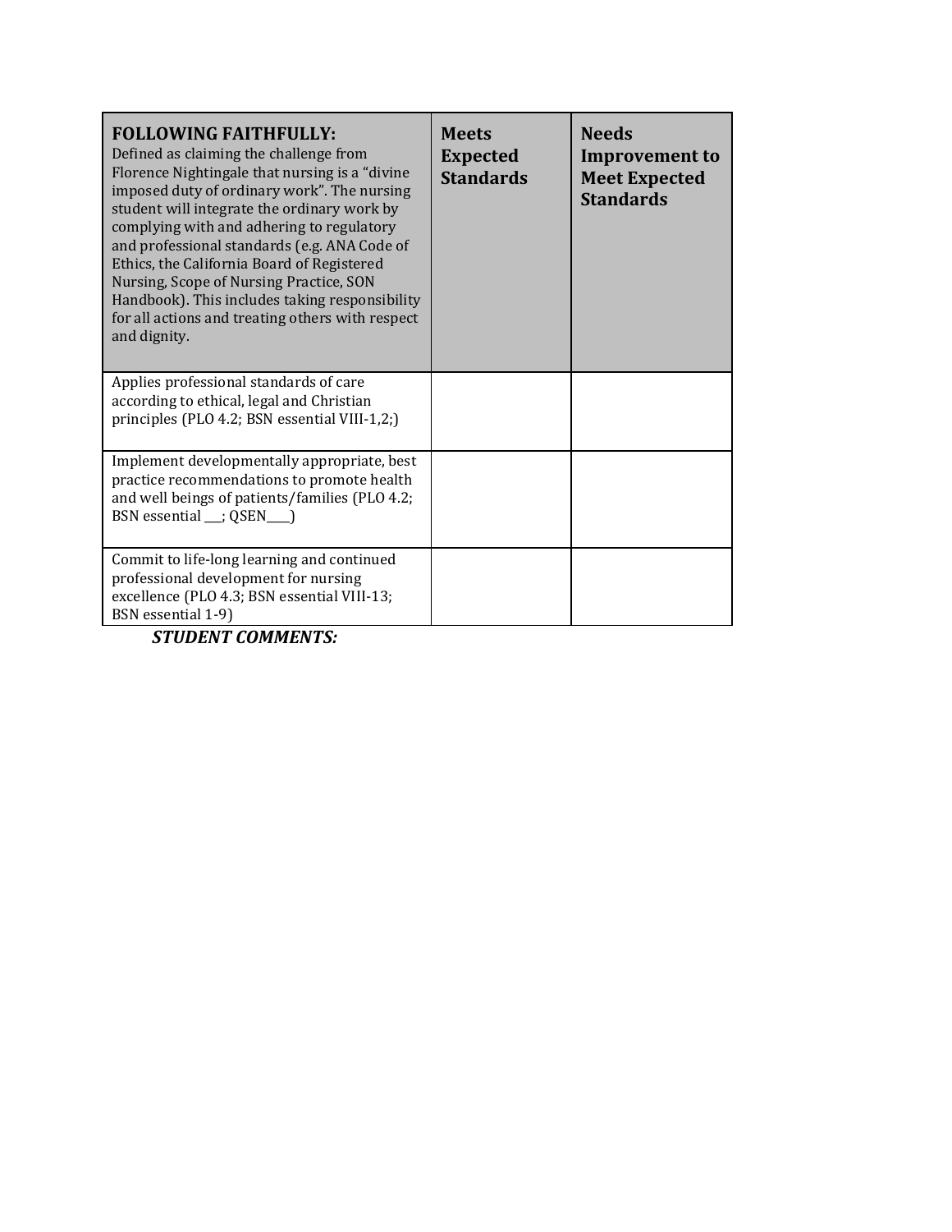| **FOLLOWING FAITHFULLY:** Defined as claiming the challenge from Florence Nightingale that nursing is a "divine imposed duty of ordinary work". The nursing student will integrate the ordinary work by complying with and adhering to regulatory and professional standards (e.g. ANA Code of Ethics, the California Board of Registered Nursing, Scope of Nursing Practice, SON Handbook). This includes taking responsibility for all actions and treating others with respect and dignity. | **Meets Expected Standards** | **Needs Improvement to Meet Expected Standards** |
|---|---|---|
| Applies professional standards of care according to ethical, legal and Christian principles (PLO 4.2; BSN essential VIII-1,2;) | | |
| Implement developmentally appropriate, best practice recommendations to promote health and well beings of patients/families (PLO 4.2; BSN essential ___; QSEN____) | | |
| Commit to life-long learning and continued professional development for nursing excellence (PLO 4.3; BSN essential VIII-13; BSN essential 1-9) | | |

***STUDENT COMMENTS:***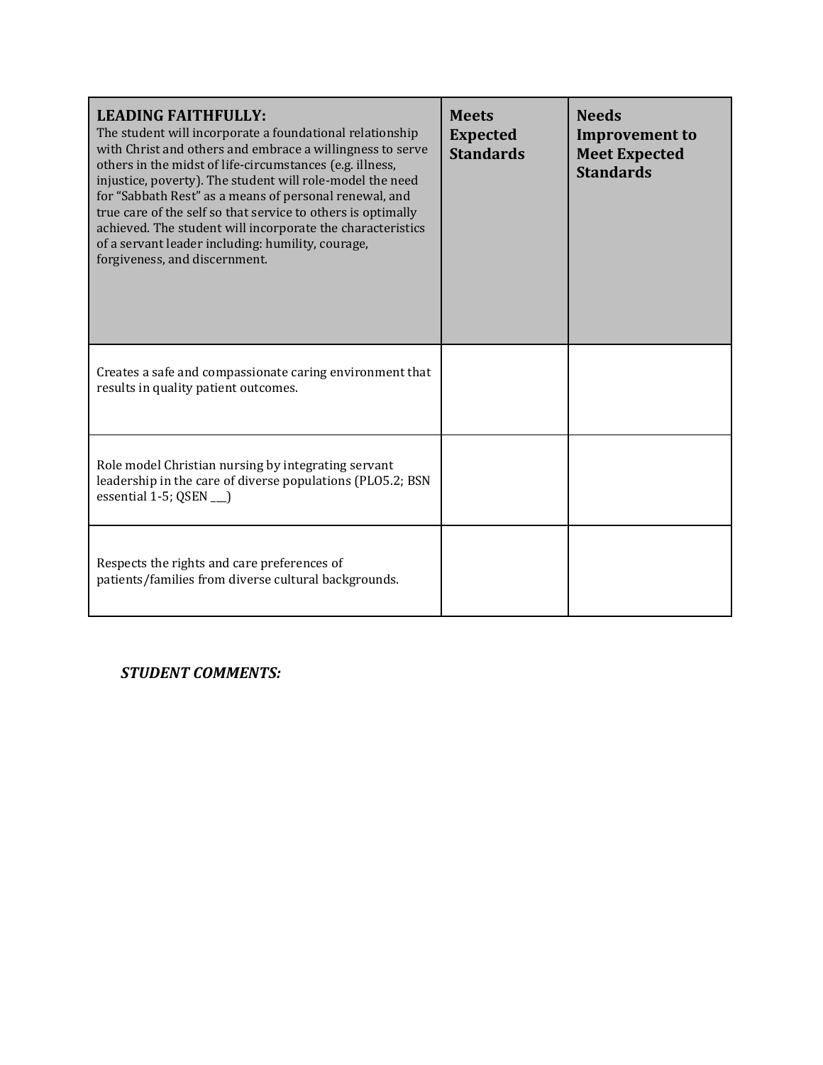| **LEADING FAITHFULLY:** The student will incorporate a foundational relationship with Christ and others and embrace a willingness to serve others in the midst of life-circumstances (e.g. illness, injustice, poverty). The student will role-model the need for "Sabbath Rest" as a means of personal renewal, and true care of the self so that service to others is optimally achieved. The student will incorporate the characteristics of a servant leader including: humility, courage, forgiveness, and discernment. | **Meets Expected Standards** | **Needs Improvement to Meet Expected Standards** |
|---|---|---|
| Creates a safe and compassionate caring environment that results in quality patient outcomes. | | |
| Role model Christian nursing by integrating servant leadership in the care of diverse populations (PLO5.2; BSN essential 1-5; QSEN ___) | | |
| Respects the rights and care preferences of patients/families from diverse cultural backgrounds. | | |

***STUDENT COMMENTS:***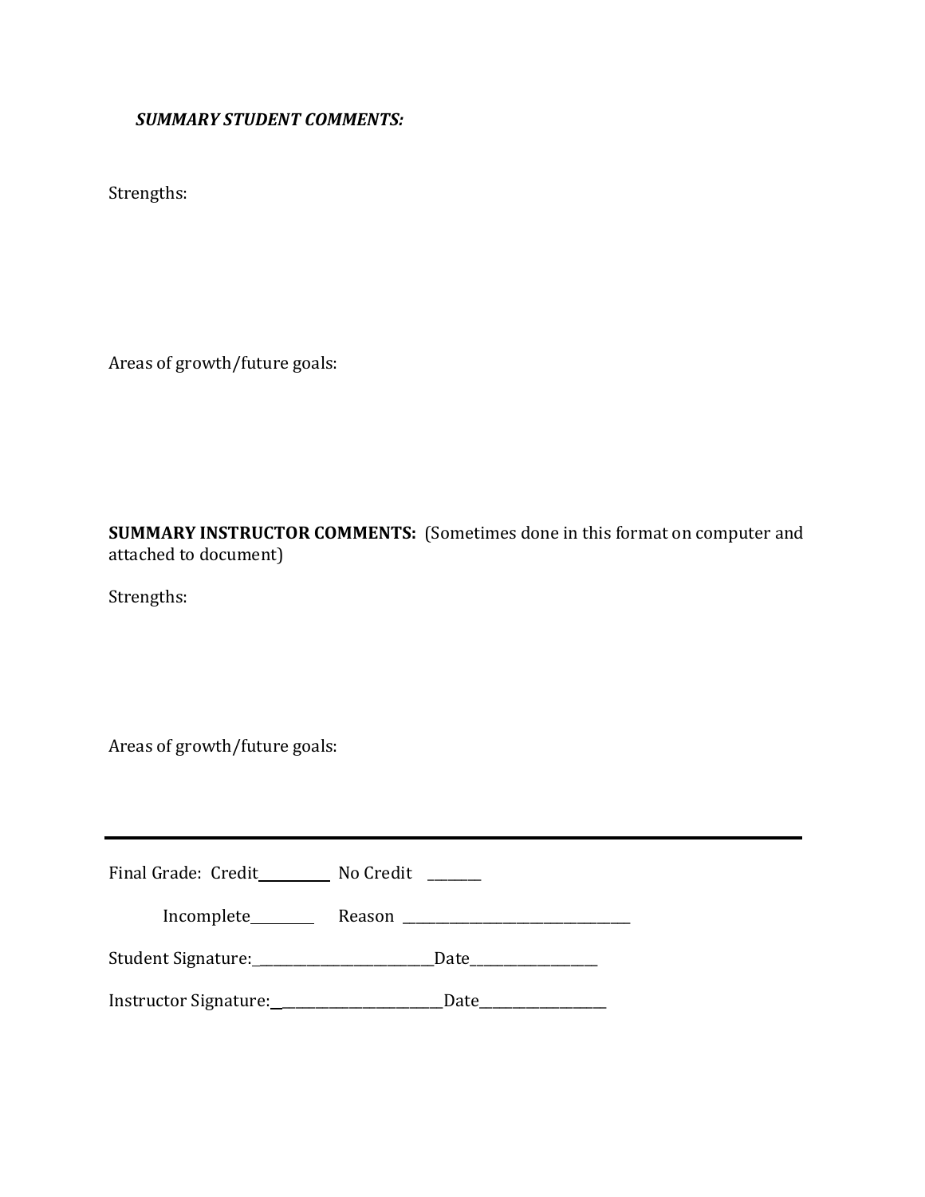***SUMMARY STUDENT COMMENTS:***

Strengths:

Areas of growth/future goals:

**SUMMARY INSTRUCTOR COMMENTS:** (Sometimes done in this format on computer and attached to document)

Strengths:

Areas of growth/future goals:

---

Final Grade: Credit__________ No Credit _______

Incomplete_________ Reason ________________________________

Student Signature:_________________________Date_________________

Instructor Signature:_________________________Date_________________